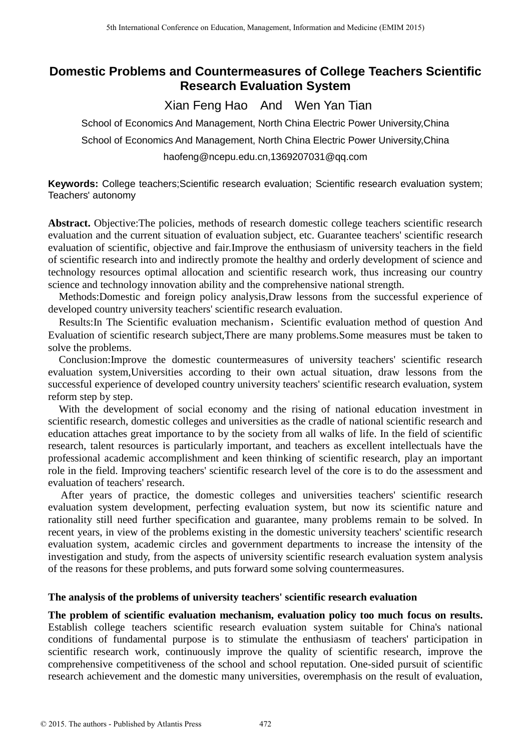# Domestic Problems and Countermeasures of College Teachers Scientific Research Evaluation System

Xian Feng Hao And Wen Yan Tian

School of Economics And Management, North China Electric Power University,China

School of Economics And Management, North China Electric Power University,China

haofeng@ncepu.edu.cn,1369207031@qq.com

**Keywords:** College teachers;Scientific research evaluation; Scientific research evaluation system; Teachers' autonomy

**Abstract.** Objective:The policies, methods of research domestic college teachers scientific research evaluation and the current situation of evaluation subject, etc. Guarantee teachers' scientific research evaluation of scientific, objective and fair.Improve the enthusiasm of university teachers in the field of scientific research into and indirectly promote the healthy and orderly development of science and technology resources optimal allocation and scientific research work, thus increasing our country science and technology innovation ability and the comprehensive national strength.

Methods:Domestic and foreign policy analysis,Draw lessons from the successful experience of developed country university teachers' scientific research evaluation.

Results:In The Scientific evaluation mechanism，Scientific evaluation method of question And Evaluation of scientific research subject,There are many problems.Some measures must be taken to solve the problems.

Conclusion:Improve the domestic countermeasures of university teachers' scientific research evaluation system,Universities according to their own actual situation, draw lessons from the successful experience of developed country university teachers' scientific research evaluation, system reform step by step.

With the development of social economy and the rising of national education investment in scientific research, domestic colleges and universities as the cradle of national scientific research and education attaches great importance to by the society from all walks of life. In the field of scientific research, talent resources is particularly important, and teachers as excellent intellectuals have the professional academic accomplishment and keen thinking of scientific research, play an important role in the field. Improving teachers' scientific research level of the core is to do the assessment and evaluation of teachers' research.

After years of practice, the domestic colleges and universities teachers' scientific research evaluation system development, perfecting evaluation system, but now its scientific nature and rationality still need further specification and guarantee, many problems remain to be solved. In recent years, in view of the problems existing in the domestic university teachers' scientific research evaluation system, academic circles and government departments to increase the intensity of the investigation and study, from the aspects of university scientific research evaluation system analysis of the reasons for these problems, and puts forward some solving countermeasures.

## The analysis of the problems of university teachers' scientific research evaluation

**The problem of scientific evaluation mechanism, evaluation policy too much focus on results.** Establish college teachers scientific research evaluation system suitable for China's national conditions of fundamental purpose is to stimulate the enthusiasm of teachers' participation in scientific research work, continuously improve the quality of scientific research, improve the comprehensive competitiveness of the school and school reputation. One-sided pursuit of scientific research achievement and the domestic many universities, overemphasis on the result of evaluation,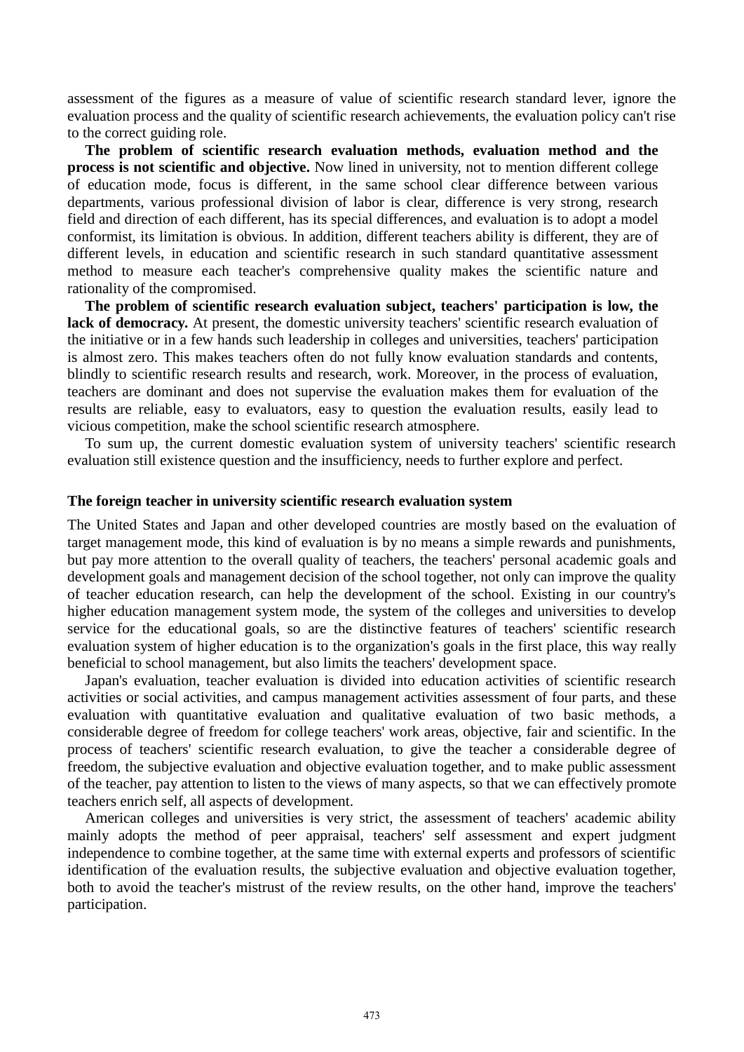assessment of the figures as a measure of value of scientific research standard lever, ignore the evaluation process and the quality of scientific research achievements, the evaluation policy can't rise to the correct guiding role.

**The problem of scientific research evaluation methods, evaluation method and the process is not scientific and objective.** Now lined in university, not to mention different college of education mode, focus is different, in the same school clear difference between various departments, various professional division of labor is clear, difference is very strong, research field and direction of each different, has its special differences, and evaluation is to adopt a model conformist, its limitation is obvious. In addition, different teachers ability is different, they are of different levels, in education and scientific research in such standard quantitative assessment method to measure each teacher's comprehensive quality makes the scientific nature and rationality of the compromised.

**The problem of scientific research evaluation subject, teachers' participation is low, the lack of democracy.** At present, the domestic university teachers' scientific research evaluation of the initiative or in a few hands such leadership in colleges and universities, teachers' participation is almost zero. This makes teachers often do not fully know evaluation standards and contents, blindly to scientific research results and research, work. Moreover, in the process of evaluation, teachers are dominant and does not supervise the evaluation makes them for evaluation of the results are reliable, easy to evaluators, easy to question the evaluation results, easily lead to vicious competition, make the school scientific research atmosphere.

To sum up, the current domestic evaluation system of university teachers' scientific research evaluation still existence question and the insufficiency, needs to further explore and perfect.

### The foreign teacher in university scientific research evaluation system

The United States and Japan and other developed countries are mostly based on the evaluation of target management mode, this kind of evaluation is by no means a simple rewards and punishments, but pay more attention to the overall quality of teachers, the teachers' personal academic goals and development goals and management decision of the school together, not only can improve the quality of teacher education research, can help the development of the school. Existing in our country's higher education management system mode, the system of the colleges and universities to develop service for the educational goals, so are the distinctive features of teachers' scientific research evaluation system of higher education is to the organization's goals in the first place, this way really beneficial to school management, but also limits the teachers' development space.

Japan's evaluation, teacher evaluation is divided into education activities of scientific research activities or social activities, and campus management activities assessment of four parts, and these evaluation with quantitative evaluation and qualitative evaluation of two basic methods, a considerable degree of freedom for college teachers' work areas, objective, fair and scientific. In the process of teachers' scientific research evaluation, to give the teacher a considerable degree of freedom, the subjective evaluation and objective evaluation together, and to make public assessment of the teacher, pay attention to listen to the views of many aspects, so that we can effectively promote teachers enrich self, all aspects of development.

American colleges and universities is very strict, the assessment of teachers' academic ability mainly adopts the method of peer appraisal, teachers' self assessment and expert judgment independence to combine together, at the same time with external experts and professors of scientific identification of the evaluation results, the subjective evaluation and objective evaluation together, both to avoid the teacher's mistrust of the review results, on the other hand, improve the teachers' participation.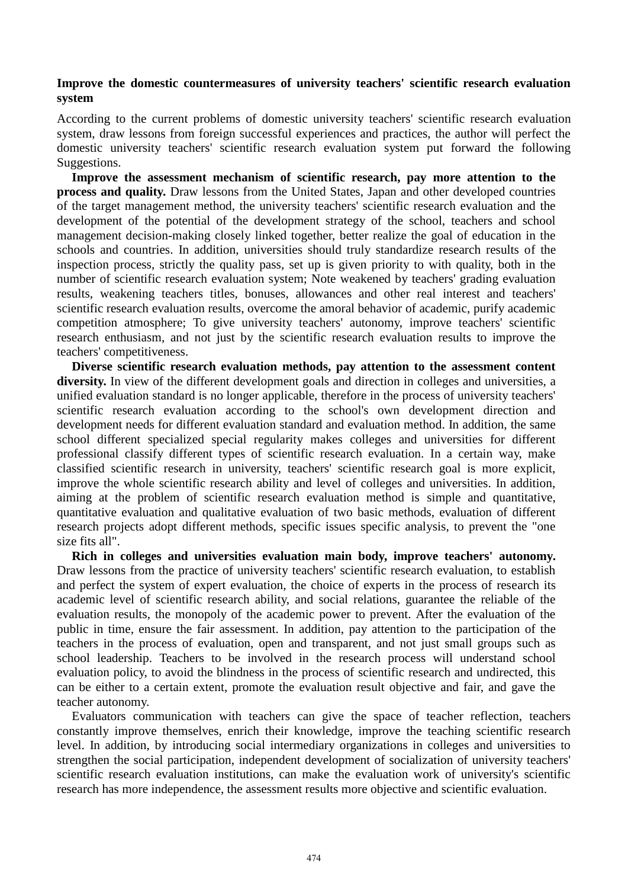**Improve the domestic countermeasures of university teachers' scientific research evaluation system**

According to the current problems of domestic university teachers' scientific research evaluation system, draw lessons from foreign successful experiences and practices, the author will perfect the domestic university teachers' scientific research evaluation system put forward the following Suggestions.

**Improve the assessment mechanism of scientific research, pay more attention to the process and quality.** Draw lessons from the United States, Japan and other developed countries of the target management method, the university teachers' scientific research evaluation and the development of the potential of the development strategy of the school, teachers and school management decision-making closely linked together, better realize the goal of education in the schools and countries. In addition, universities should truly standardize research results of the inspection process, strictly the quality pass, set up is given priority to with quality, both in the number of scientific research evaluation system; Note weakened by teachers' grading evaluation results, weakening teachers titles, bonuses, allowances and other real interest and teachers' scientific research evaluation results, overcome the amoral behavior of academic, purify academic competition atmosphere; To give university teachers' autonomy, improve teachers' scientific research enthusiasm, and not just by the scientific research evaluation results to improve the teachers' competitiveness.

**Diverse scientific research evaluation methods, pay attention to the assessment content diversity.** In view of the different development goals and direction in colleges and universities, a unified evaluation standard is no longer applicable, therefore in the process of university teachers' scientific research evaluation according to the school's own development direction and development needs for different evaluation standard and evaluation method. In addition, the same school different specialized special regularity makes colleges and universities for different professional classify different types of scientific research evaluation. In a certain way, make classified scientific research in university, teachers' scientific research goal is more explicit, improve the whole scientific research ability and level of colleges and universities. In addition, aiming at the problem of scientific research evaluation method is simple and quantitative, quantitative evaluation and qualitative evaluation of two basic methods, evaluation of different research projects adopt different methods, specific issues specific analysis, to prevent the "one size fits all".

**Rich in colleges and universities evaluation main body, improve teachers' autonomy.** Draw lessons from the practice of university teachers' scientific research evaluation, to establish and perfect the system of expert evaluation, the choice of experts in the process of research its academic level of scientific research ability, and social relations, guarantee the reliable of the evaluation results, the monopoly of the academic power to prevent. After the evaluation of the public in time, ensure the fair assessment. In addition, pay attention to the participation of the teachers in the process of evaluation, open and transparent, and not just small groups such as school leadership. Teachers to be involved in the research process will understand school evaluation policy, to avoid the blindness in the process of scientific research and undirected, this can be either to a certain extent, promote the evaluation result objective and fair, and gave the teacher autonomy.

Evaluators communication with teachers can give the space of teacher reflection, teachers constantly improve themselves, enrich their knowledge, improve the teaching scientific research level. In addition, by introducing social intermediary organizations in colleges and universities to strengthen the social participation, independent development of socialization of university teachers' scientific research evaluation institutions, can make the evaluation work of university's scientific research has more independence, the assessment results more objective and scientific evaluation.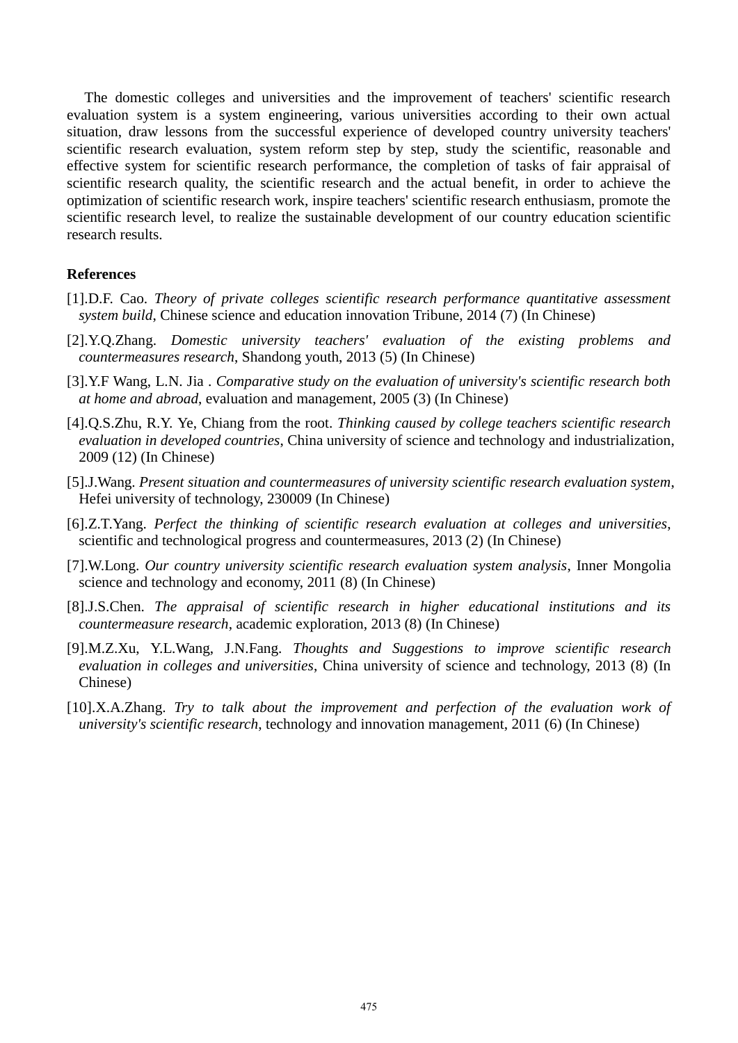The domestic colleges and universities and the improvement of teachers' scientific research evaluation system is a system engineering, various universities according to their own actual situation, draw lessons from the successful experience of developed country university teachers' scientific research evaluation, system reform step by step, study the scientific, reasonable and effective system for scientific research performance, the completion of tasks of fair appraisal of scientific research quality, the scientific research and the actual benefit, in order to achieve the optimization of scientific research work, inspire teachers' scientific research enthusiasm, promote the scientific research level, to realize the sustainable development of our country education scientific research results.

## References

[1].D.F. Cao. *Theory of private colleges scientific research performance quantitative assessment system build*, Chinese science and education innovation Tribune, 2014 (7) (In Chinese)

[2].Y.Q.Zhang. *Domestic university teachers' evaluation of the existing problems and countermeasures research*, Shandong youth, 2013 (5) (In Chinese)

[3].Y.F Wang, L.N. Jia . *Comparative study on the evaluation of university's scientific research both at home and abroad*, evaluation and management, 2005 (3) (In Chinese)

[4].Q.S.Zhu, R.Y. Ye, Chiang from the root. *Thinking caused by college teachers scientific research evaluation in developed countries*, China university of science and technology and industrialization, 2009 (12) (In Chinese)

[5].J.Wang. *Present situation and countermeasures of university scientific research evaluation system*, Hefei university of technology, 230009 (In Chinese)

[6].Z.T.Yang. *Perfect the thinking of scientific research evaluation at colleges and universities*, scientific and technological progress and countermeasures, 2013 (2) (In Chinese)

[7].W.Long. *Our country university scientific research evaluation system analysis*, Inner Mongolia science and technology and economy, 2011 (8) (In Chinese)

[8].J.S.Chen. *The appraisal of scientific research in higher educational institutions and its countermeasure research*, academic exploration, 2013 (8) (In Chinese)

[9].M.Z.Xu, Y.L.Wang, J.N.Fang. *Thoughts and Suggestions to improve scientific research evaluation in colleges and universities*, China university of science and technology, 2013 (8) (In Chinese)

[10].X.A.Zhang. *Try to talk about the improvement and perfection of the evaluation work of university's scientific research*, technology and innovation management, 2011 (6) (In Chinese)